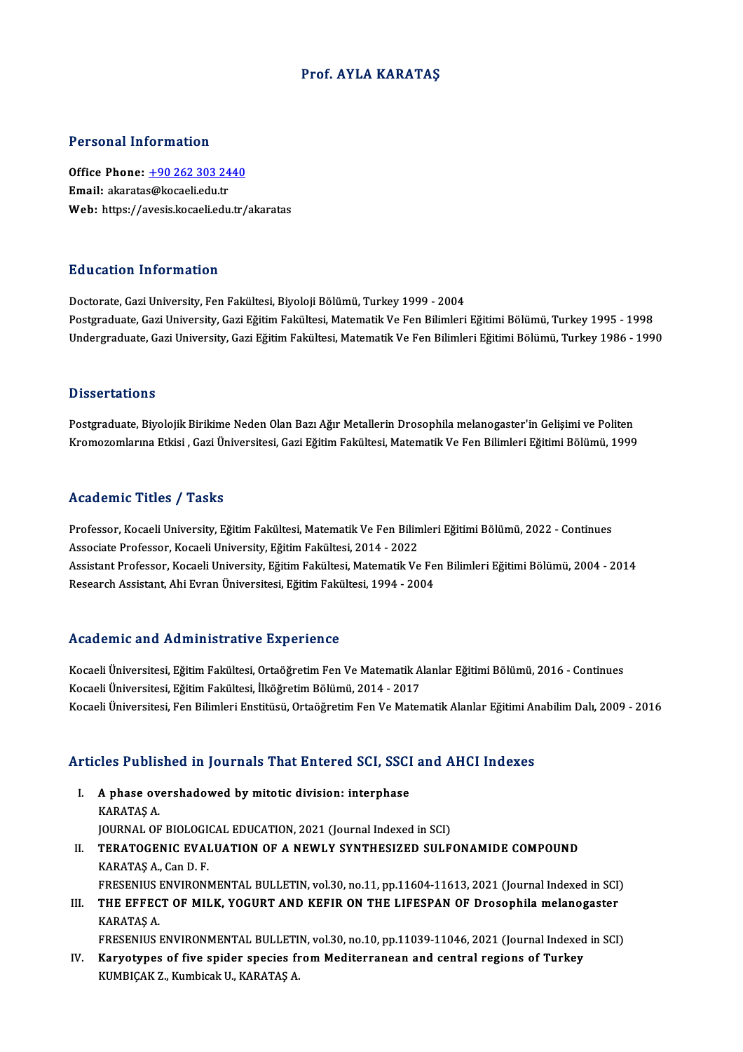# Prof. AYLA KARATAŞ

## Personal Information

**Office Phone:** +90 262 303 2440
**Email:** akaratas@kocaeli.edu.tr
**Web:** https://avesis.kocaeli.edu.tr/akaratas

## Education Information

Doctorate, Gazi University, Fen Fakültesi, Biyoloji Bölümü, Turkey 1999 - 2004
Postgraduate, Gazi University, Gazi Eğitim Fakültesi, Matematik Ve Fen Bilimleri Eğitimi Bölümü, Turkey 1995 - 1998
Undergraduate, Gazi University, Gazi Eğitim Fakültesi, Matematik Ve Fen Bilimleri Eğitimi Bölümü, Turkey 1986 - 1990

## Dissertations

Postgraduate, Biyolojik Birikime Neden Olan Bazı Ağır Metallerin Drosophila melanogaster'in Gelişimi ve Politen Kromozomlarına Etkisi , Gazi Üniversitesi, Gazi Eğitim Fakültesi, Matematik Ve Fen Bilimleri Eğitimi Bölümü, 1999

## Academic Titles / Tasks

Professor, Kocaeli University, Eğitim Fakültesi, Matematik Ve Fen Bilimleri Eğitimi Bölümü, 2022 - Continues
Associate Professor, Kocaeli University, Eğitim Fakültesi, 2014 - 2022
Assistant Professor, Kocaeli University, Eğitim Fakültesi, Matematik Ve Fen Bilimleri Eğitimi Bölümü, 2004 - 2014
Research Assistant, Ahi Evran Üniversitesi, Eğitim Fakültesi, 1994 - 2004

## Academic and Administrative Experience

Kocaeli Üniversitesi, Eğitim Fakültesi, Ortaöğretim Fen Ve Matematik Alanlar Eğitimi Bölümü, 2016 - Continues
Kocaeli Üniversitesi, Eğitim Fakültesi, İlköğretim Bölümü, 2014 - 2017
Kocaeli Üniversitesi, Fen Bilimleri Enstitüsü, Ortaöğretim Fen Ve Matematik Alanlar Eğitimi Anabilim Dalı, 2009 - 2016

## Articles Published in Journals That Entered SCI, SSCI and AHCI Indexes

I. **A phase overshadowed by mitotic division: interphase**
KARATAŞ A.
JOURNAL OF BIOLOGICAL EDUCATION, 2021 (Journal Indexed in SCI)

II. **TERATOGENIC EVALUATION OF A NEWLY SYNTHESIZED SULFONAMIDE COMPOUND**
KARATAŞ A., Can D. F.
FRESENIUS ENVIRONMENTAL BULLETIN, vol.30, no.11, pp.11604-11613, 2021 (Journal Indexed in SCI)

III. **THE EFFECT OF MILK, YOGURT AND KEFIR ON THE LIFESPAN OF Drosophila melanogaster**
KARATAŞ A.
FRESENIUS ENVIRONMENTAL BULLETIN, vol.30, no.10, pp.11039-11046, 2021 (Journal Indexed in SCI)

IV. **Karyotypes of five spider species from Mediterranean and central regions of Turkey**
KUMBIÇAK Z., Kumbicak U., KARATAŞ A.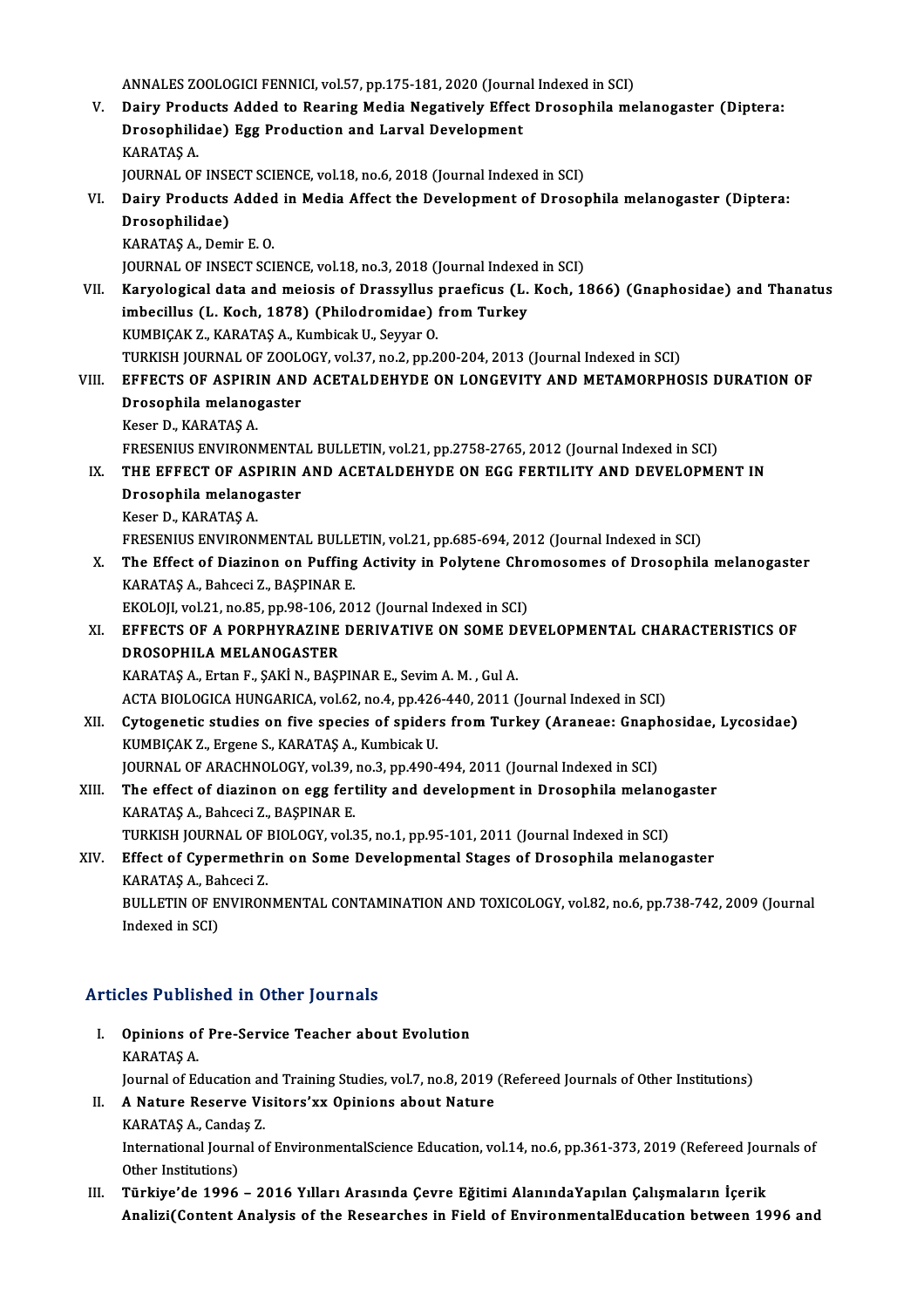ANNALES ZOOLOGICI FENNICI, vol.57, pp.175-181, 2020 (Journal Indexed in SCI)

V. **Dairy Products Added to Rearing Media Negatively Effect Drosophila melanogaster (Diptera: Drosophilidae) Egg Production and Larval Development**
KARATAŞ A.
JOURNAL OF INSECT SCIENCE, vol.18, no.6, 2018 (Journal Indexed in SCI)

VI. **Dairy Products Added in Media Affect the Development of Drosophila melanogaster (Diptera: Drosophilidae)**
KARATAŞ A., Demir E. O.
JOURNAL OF INSECT SCIENCE, vol.18, no.3, 2018 (Journal Indexed in SCI)

VII. **Karyological data and meiosis of Drassyllus praeficus (L. Koch, 1866) (Gnaphosidae) and Thanatus imbecillus (L. Koch, 1878) (Philodromidae) from Turkey**
KUMBIÇAK Z., KARATAŞ A., Kumbicak U., Seyyar O.
TURKISH JOURNAL OF ZOOLOGY, vol.37, no.2, pp.200-204, 2013 (Journal Indexed in SCI)

VIII. **EFFECTS OF ASPIRIN AND ACETALDEHYDE ON LONGEVITY AND METAMORPHOSIS DURATION OF Drosophila melanogaster**
Keser D., KARATAŞ A.
FRESENIUS ENVIRONMENTAL BULLETIN, vol.21, pp.2758-2765, 2012 (Journal Indexed in SCI)

IX. **THE EFFECT OF ASPIRIN AND ACETALDEHYDE ON EGG FERTILITY AND DEVELOPMENT IN Drosophila melanogaster**
Keser D., KARATAŞ A.
FRESENIUS ENVIRONMENTAL BULLETIN, vol.21, pp.685-694, 2012 (Journal Indexed in SCI)

X. **The Effect of Diazinon on Puffing Activity in Polytene Chromosomes of Drosophila melanogaster**
KARATAŞ A., Bahceci Z., BAŞPINAR E.
EKOLOJI, vol.21, no.85, pp.98-106, 2012 (Journal Indexed in SCI)

XI. **EFFECTS OF A PORPHYRAZINE DERIVATIVE ON SOME DEVELOPMENTAL CHARACTERISTICS OF DROSOPHILA MELANOGASTER**
KARATAŞ A., Ertan F., ŞAKİ N., BAŞPINAR E., Sevim A. M. , Gul A.
ACTA BIOLOGICA HUNGARICA, vol.62, no.4, pp.426-440, 2011 (Journal Indexed in SCI)

XII. **Cytogenetic studies on five species of spiders from Turkey (Araneae: Gnaphosidae, Lycosidae)**
KUMBIÇAK Z., Ergene S., KARATAŞ A., Kumbicak U.
JOURNAL OF ARACHNOLOGY, vol.39, no.3, pp.490-494, 2011 (Journal Indexed in SCI)

XIII. **The effect of diazinon on egg fertility and development in Drosophila melanogaster**
KARATAŞ A., Bahceci Z., BAŞPINAR E.
TURKISH JOURNAL OF BIOLOGY, vol.35, no.1, pp.95-101, 2011 (Journal Indexed in SCI)

XIV. **Effect of Cypermethrin on Some Developmental Stages of Drosophila melanogaster**
KARATAŞ A., Bahceci Z.
BULLETIN OF ENVIRONMENTAL CONTAMINATION AND TOXICOLOGY, vol.82, no.6, pp.738-742, 2009 (Journal Indexed in SCI)

## Articles Published in Other Journals

I. **Opinions of Pre-Service Teacher about Evolution**
KARATAŞ A.
Journal of Education and Training Studies, vol.7, no.8, 2019 (Refereed Journals of Other Institutions)

II. **A Nature Reserve Visitors'xx Opinions about Nature**
KARATAŞ A., Candaş Z.
International Journal of EnvironmentalScience Education, vol.14, no.6, pp.361-373, 2019 (Refereed Journals of Other Institutions)

III. **Türkiye'de 1996 – 2016 Yılları Arasında Çevre Eğitimi AlanındaYapılan Çalışmaların İçerik Analizi(Content Analysis of the Researches in Field of EnvironmentalEducation between 1996 and**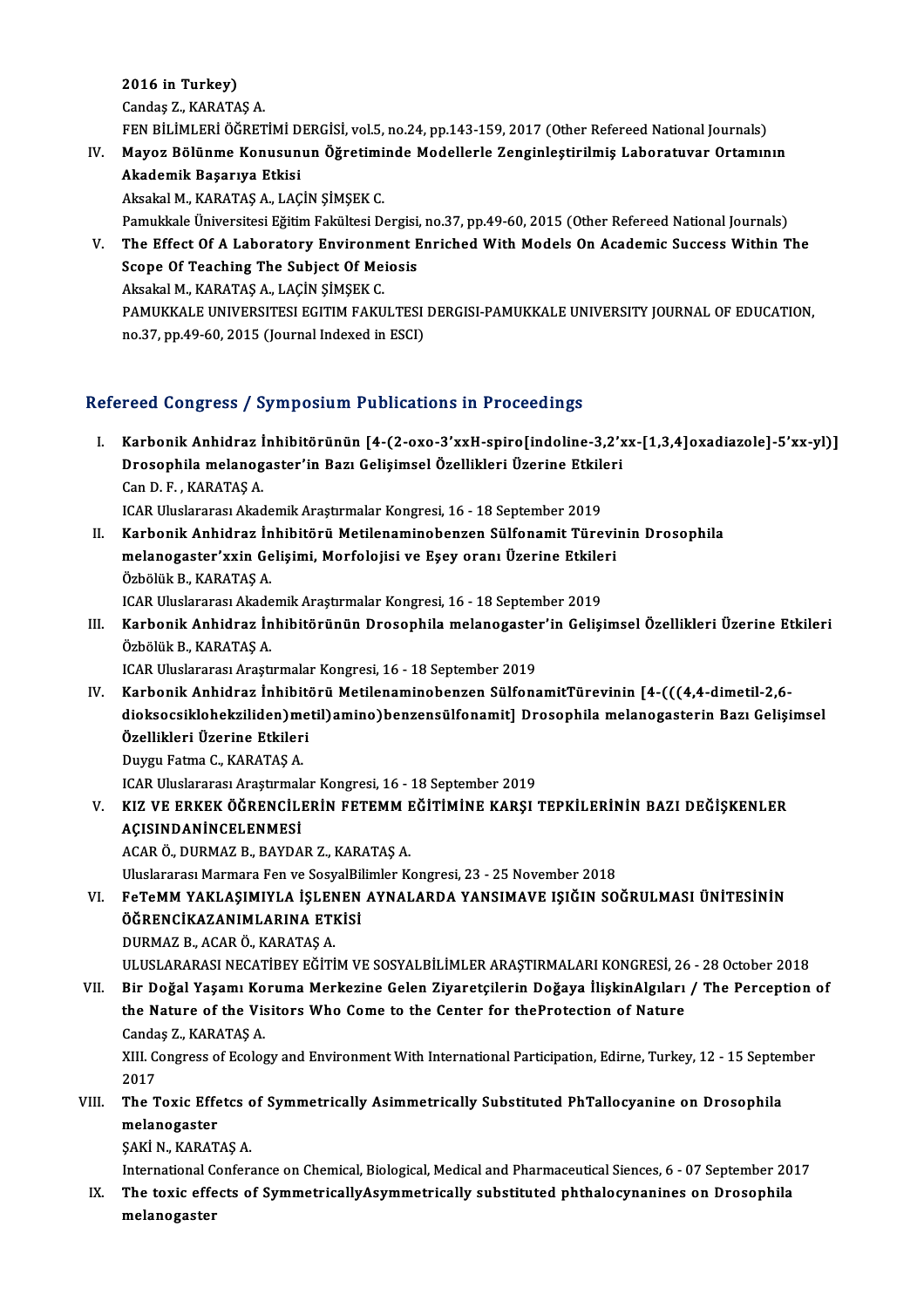2016 in Turkey)
Candaş Z., KARATAŞ A.
FEN BİLİMLERİ ÖĞRETİMİ DERGİSİ, vol.5, no.24, pp.143-159, 2017 (Other Refereed National Journals)

IV. **Mayoz Bölünme Konusunun Öğretiminde Modellerle Zenginleştirilmiş Laboratuvar Ortamının Akademik Başarıya Etkisi**
Aksakal M., KARATAŞ A., LAÇİN ŞİMŞEK C.
Pamukkale Üniversitesi Eğitim Fakültesi Dergisi, no.37, pp.49-60, 2015 (Other Refereed National Journals)

V. **The Effect Of A Laboratory Environment Enriched With Models On Academic Success Within The Scope Of Teaching The Subject Of Meiosis**
Aksakal M., KARATAŞ A., LAÇİN ŞİMŞEK C.
PAMUKKALE UNIVERSITESI EGITIM FAKULTESI DERGISI-PAMUKKALE UNIVERSITY JOURNAL OF EDUCATION, no.37, pp.49-60, 2015 (Journal Indexed in ESCI)

## Refereed Congress / Symposium Publications in Proceedings

I. **Karbonik Anhidraz İnhibitörünün [4-(2-oxo-3'xxH-spiro[indoline-3,2'xx-[1,3,4]oxadiazole]-5'xx-yl)] Drosophila melanogaster'in Bazı Gelişimsel Özellikleri Üzerine Etkileri**
Can D. F. , KARATAŞ A.
ICAR Uluslararası Akademik Araştırmalar Kongresi, 16 - 18 September 2019

II. **Karbonik Anhidraz İnhibitörü Metilenaminobenzen Sülfonamit Türevinin Drosophila melanogaster'xxin Gelişimi, Morfolojisi ve Eşey oranı Üzerine Etkileri**
Özbölük B., KARATAŞ A.
ICAR Uluslararası Akademik Araştırmalar Kongresi, 16 - 18 September 2019

III. **Karbonik Anhidraz İnhibitörünün Drosophila melanogaster'in Gelişimsel Özellikleri Üzerine Etkileri**
Özbölük B., KARATAŞ A.
ICAR Uluslararası Araştırmalar Kongresi, 16 - 18 September 2019

IV. **Karbonik Anhidraz İnhibitörü Metilenaminobenzen SülfonamitTürevinin [4-(((4,4-dimetil-2,6-dioksocsiklohekziliden)metil)amino)benzensülfonamit] Drosophila melanogasterin Bazı Gelişimsel Özellikleri Üzerine Etkileri**
Duygu Fatma C., KARATAŞ A.
ICAR Uluslararası Araştırmalar Kongresi, 16 - 18 September 2019

V. **KIZ VE ERKEK ÖĞRENCİLERİN FETEMM EĞİTİMİNE KARŞI TEPKİLERİNİN BAZI DEĞİŞKENLER AÇISINDANİNCELENMESİ**
ACAR Ö., DURMAZ B., BAYDAR Z., KARATAŞ A.
Uluslararası Marmara Fen ve SosyalBilimler Kongresi, 23 - 25 November 2018

VI. **FeTeMM YAKLAŞIMIYLA İŞLENEN AYNALARDA YANSIMAVE IŞIĞIN SOĞRULMASI ÜNİTESİNİN ÖĞRENCİKAZANIMLARINA ETKİSİ**
DURMAZ B., ACAR Ö., KARATAŞ A.
ULUSLARARASI NECATİBEY EĞİTİM VE SOSYALBİLİMLER ARAŞTIRMALARI KONGRESİ, 26 - 28 October 2018

VII. **Bir Doğal Yaşamı Koruma Merkezine Gelen Ziyaretçilerin Doğaya İlişkinAlgıları / The Perception of the Nature of the Visitors Who Come to the Center for theProtection of Nature**
Candaş Z., KARATAŞ A.
XIII. Congress of Ecology and Environment With International Participation, Edirne, Turkey, 12 - 15 September 2017

VIII. **The Toxic Effetcs of Symmetrically Asimmetrically Substituted PhTallocyanine on Drosophila melanogaster**
ŞAKİ N., KARATAŞ A.
International Conferance on Chemical, Biological, Medical and Pharmaceutical Siences, 6 - 07 September 2017

IX. **The toxic effects of SymmetricallyAsymmetrically substituted phthalocynanines on Drosophila melanogaster**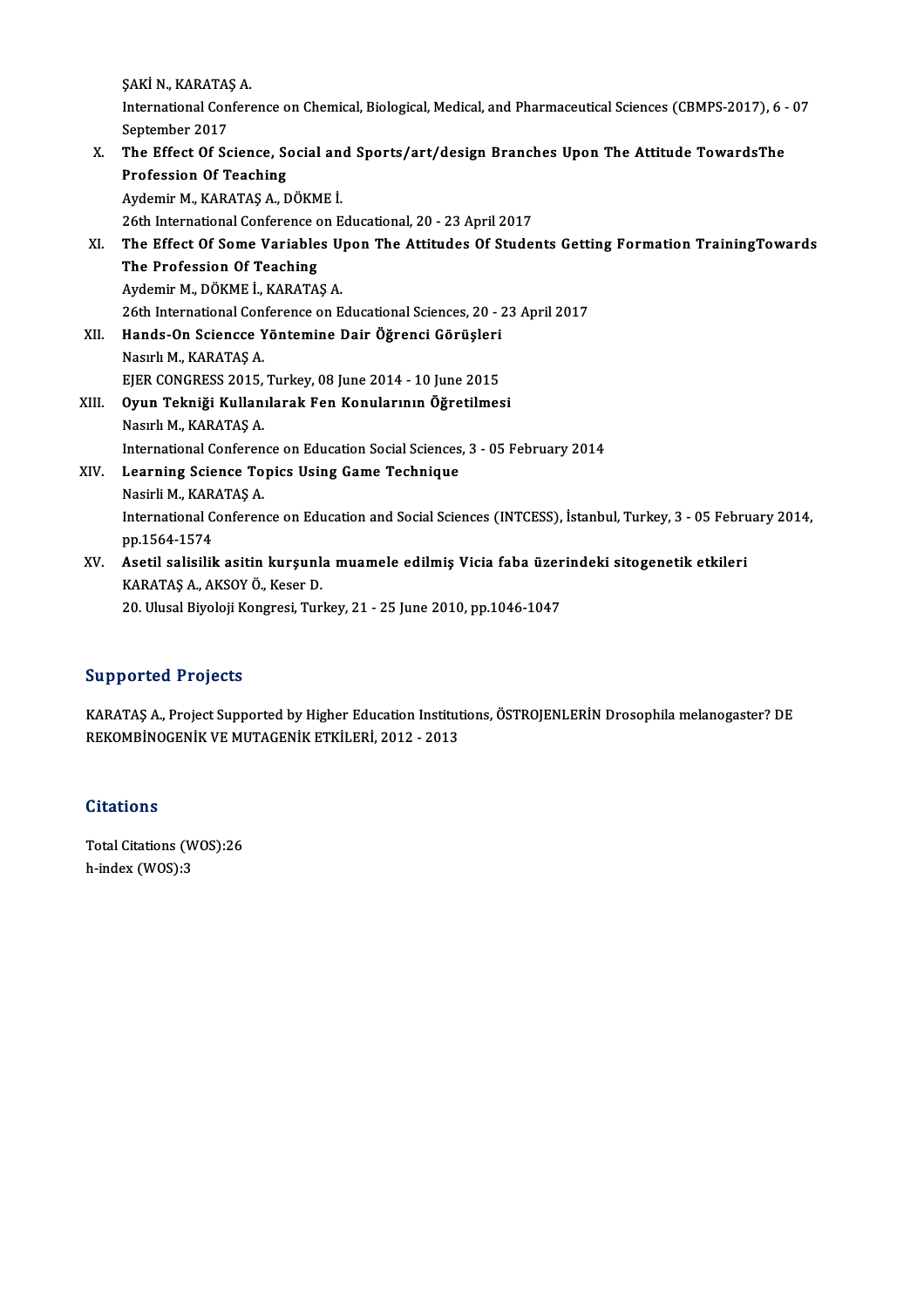ŞAKİ N., KARATAŞ A.
International Conference on Chemical, Biological, Medical, and Pharmaceutical Sciences (CBMPS-2017), 6 - 07 September 2017

X. **The Effect Of Science, Social and Sports/art/design Branches Upon The Attitude TowardsThe Profession Of Teaching**
Aydemir M., KARATAŞ A., DÖKME İ.
26th International Conference on Educational, 20 - 23 April 2017

XI. **The Effect Of Some Variables Upon The Attitudes Of Students Getting Formation TrainingTowards The Profession Of Teaching**
Aydemir M., DÖKME İ., KARATAŞ A.
26th International Conference on Educational Sciences, 20 - 23 April 2017

XII. **Hands-On Sciencce Yöntemine Dair Öğrenci Görüşleri**
Nasırlı M., KARATAŞ A.
EJER CONGRESS 2015, Turkey, 08 June 2014 - 10 June 2015

XIII. **Oyun Tekniği Kullanılarak Fen Konularının Öğretilmesi**
Nasırlı M., KARATAŞ A.
International Conference on Education Social Sciences, 3 - 05 February 2014

XIV. **Learning Science Topics Using Game Technique**
Nasirli M., KARATAŞ A.
International Conference on Education and Social Sciences (INTCESS), İstanbul, Turkey, 3 - 05 February 2014, pp.1564-1574

XV. **Asetil salisilik asitin kurşunla muamele edilmiş Vicia faba üzerindeki sitogenetik etkileri**
KARATAŞ A., AKSOY Ö., Keser D.
20. Ulusal Biyoloji Kongresi, Turkey, 21 - 25 June 2010, pp.1046-1047

## Supported Projects

KARATAŞ A., Project Supported by Higher Education Institutions, ÖSTROJENLERİN Drosophila melanogaster? DE REKOMBİNOGENİK VE MUTAGENİK ETKİLERİ, 2012 - 2013

## Citations

Total Citations (WOS):26
h-index (WOS):3